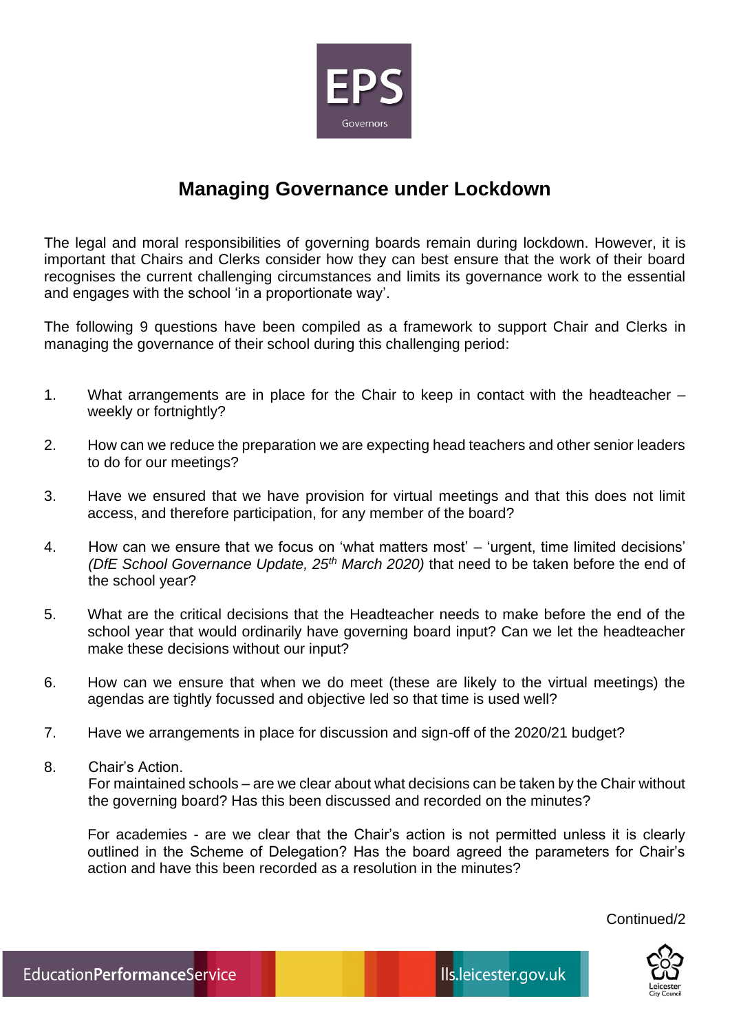# Managing Governance under Lockdown

The legal and moral responsibilities of governing boards remain during lockdown. However, it is important that Chairs and Clerks consider how they can best ensure that the work of their board recognises the current challenging circumstances and limits its governance work to the essential and engages with the school 'in a proportionate way'.

The following 9 questions have been compiled as a framework to support Chair and Clerks in managing the governance of their school during this challenging period:

1. What arrangements are in place for the Chair to keep in contact with the headteacher – weekly or fortnightly?

2. How can we reduce the preparation we are expecting head teachers and other senior leaders to do for our meetings?

3. Have we ensured that we have provision for virtual meetings and that this does not limit access, and therefore participation, for any member of the board?

4. How can we ensure that we focus on 'what matters most' – 'urgent, time limited decisions' *(DfE School Governance Update, 25th March 2020)* that need to be taken before the end of the school year?

5. What are the critical decisions that the Headteacher needs to make before the end of the school year that would ordinarily have governing board input? Can we let the headteacher make these decisions without our input?

6. How can we ensure that when we do meet (these are likely to the virtual meetings) the agendas are tightly focussed and objective led so that time is used well?

7. Have we arrangements in place for discussion and sign-off of the 2020/21 budget?

8. Chair's Action.
   For maintained schools – are we clear about what decisions can be taken by the Chair without the governing board? Has this been discussed and recorded on the minutes?

   For academies - are we clear that the Chair's action is not permitted unless it is clearly outlined in the Scheme of Delegation? Has the board agreed the parameters for Chair's action and have this been recorded as a resolution in the minutes?

Continued/2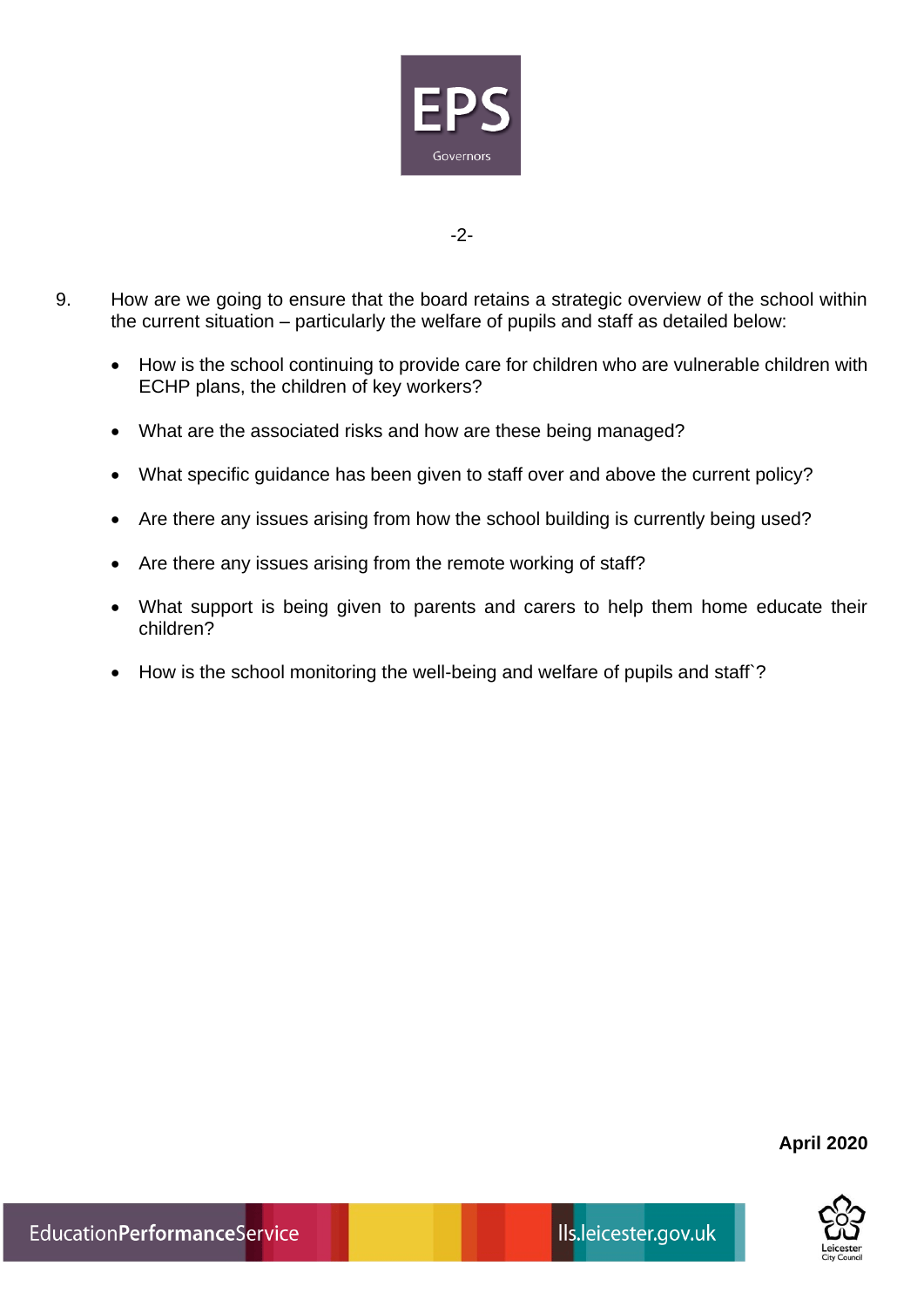9. How are we going to ensure that the board retains a strategic overview of the school within the current situation – particularly the welfare of pupils and staff as detailed below:

   - How is the school continuing to provide care for children who are vulnerable children with ECHP plans, the children of key workers?
   - What are the associated risks and how are these being managed?
   - What specific guidance has been given to staff over and above the current policy?
   - Are there any issues arising from how the school building is currently being used?
   - Are there any issues arising from the remote working of staff?
   - What support is being given to parents and carers to help them home educate their children?
   - How is the school monitoring the well-being and welfare of pupils and staff`?

**April 2020**